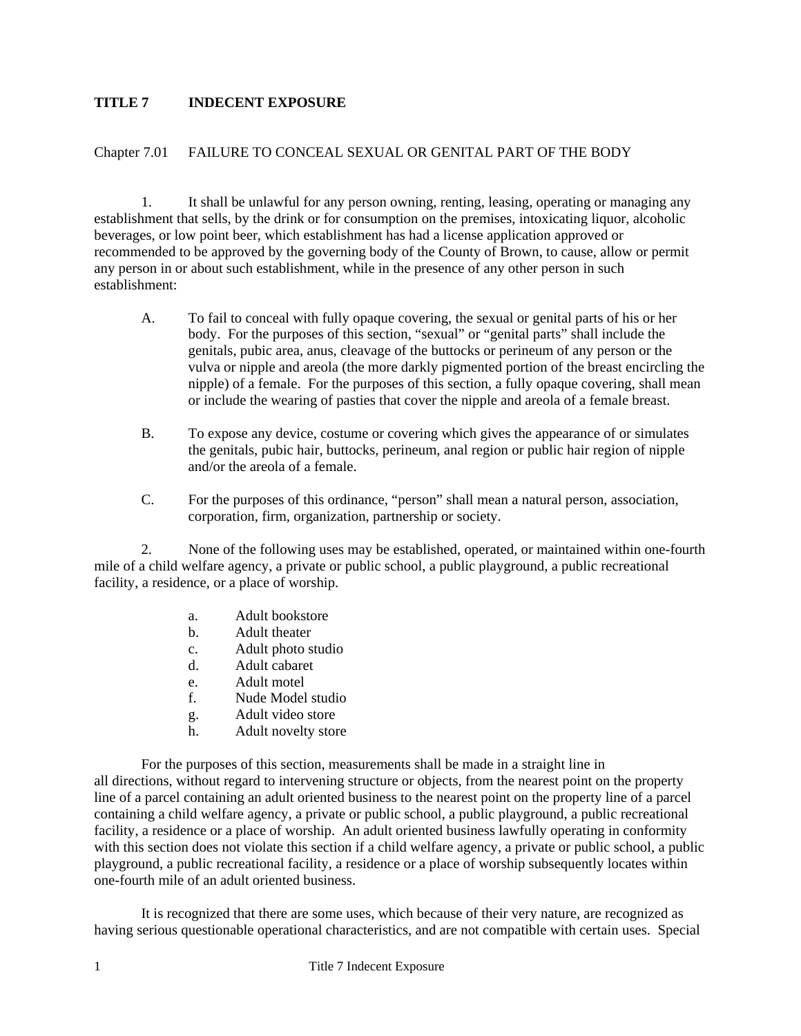# TITLE 7 INDECENT EXPOSURE

## Chapter 7.01 FAILURE TO CONCEAL SEXUAL OR GENITAL PART OF THE BODY

1. It shall be unlawful for any person owning, renting, leasing, operating or managing any establishment that sells, by the drink or for consumption on the premises, intoxicating liquor, alcoholic beverages, or low point beer, which establishment has had a license application approved or recommended to be approved by the governing body of the County of Brown, to cause, allow or permit any person in or about such establishment, while in the presence of any other person in such establishment:

   A. To fail to conceal with fully opaque covering, the sexual or genital parts of his or her body. For the purposes of this section, "sexual" or "genital parts" shall include the genitals, pubic area, anus, cleavage of the buttocks or perineum of any person or the vulva or nipple and areola (the more darkly pigmented portion of the breast encircling the nipple) of a female. For the purposes of this section, a fully opaque covering, shall mean or include the wearing of pasties that cover the nipple and areola of a female breast.

   B. To expose any device, costume or covering which gives the appearance of or simulates the genitals, pubic hair, buttocks, perineum, anal region or public hair region of nipple and/or the areola of a female.

   C. For the purposes of this ordinance, "person" shall mean a natural person, association, corporation, firm, organization, partnership or society.

2. None of the following uses may be established, operated, or maintained within one-fourth mile of a child welfare agency, a private or public school, a public playground, a public recreational facility, a residence, or a place of worship.

   a. Adult bookstore
   b. Adult theater
   c. Adult photo studio
   d. Adult cabaret
   e. Adult motel
   f. Nude Model studio
   g. Adult video store
   h. Adult novelty store

For the purposes of this section, measurements shall be made in a straight line in all directions, without regard to intervening structure or objects, from the nearest point on the property line of a parcel containing an adult oriented business to the nearest point on the property line of a parcel containing a child welfare agency, a private or public school, a public playground, a public recreational facility, a residence or a place of worship. An adult oriented business lawfully operating in conformity with this section does not violate this section if a child welfare agency, a private or public school, a public playground, a public recreational facility, a residence or a place of worship subsequently locates within one-fourth mile of an adult oriented business.

It is recognized that there are some uses, which because of their very nature, are recognized as having serious questionable operational characteristics, and are not compatible with certain uses. Special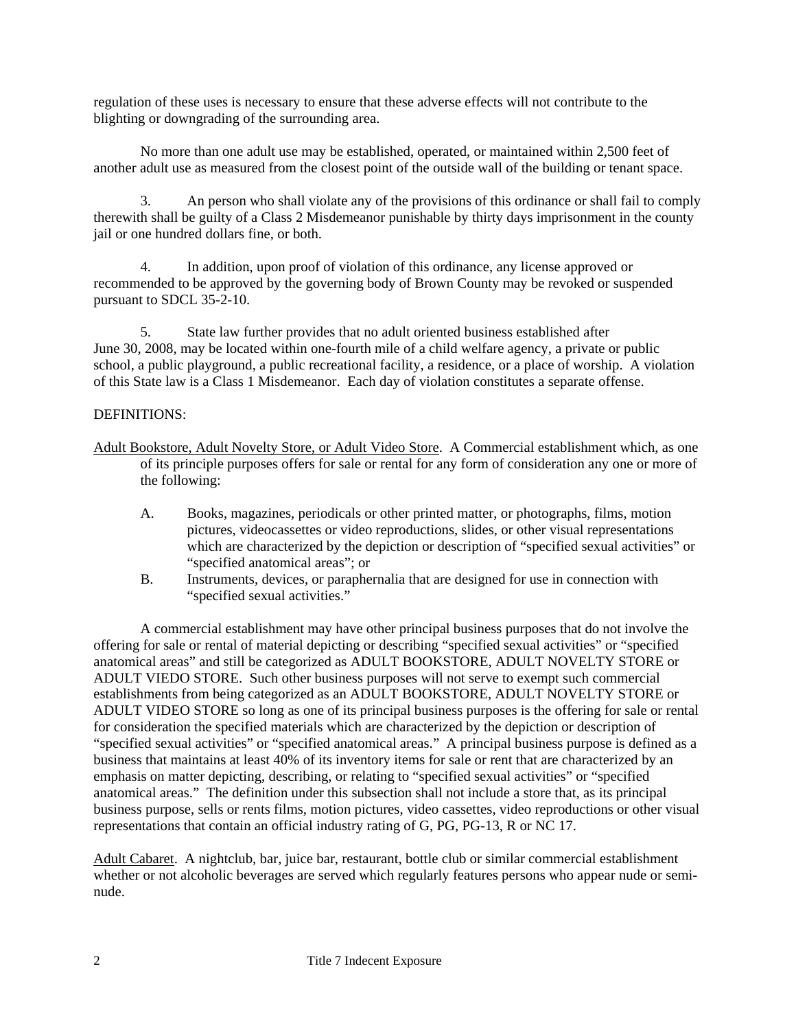regulation of these uses is necessary to ensure that these adverse effects will not contribute to the blighting or downgrading of the surrounding area.

No more than one adult use may be established, operated, or maintained within 2,500 feet of another adult use as measured from the closest point of the outside wall of the building or tenant space.

3. An person who shall violate any of the provisions of this ordinance or shall fail to comply therewith shall be guilty of a Class 2 Misdemeanor punishable by thirty days imprisonment in the county jail or one hundred dollars fine, or both.

4. In addition, upon proof of violation of this ordinance, any license approved or recommended to be approved by the governing body of Brown County may be revoked or suspended pursuant to SDCL 35-2-10.

5. State law further provides that no adult oriented business established after June 30, 2008, may be located within one-fourth mile of a child welfare agency, a private or public school, a public playground, a public recreational facility, a residence, or a place of worship. A violation of this State law is a Class 1 Misdemeanor. Each day of violation constitutes a separate offense.

DEFINITIONS:

Adult Bookstore, Adult Novelty Store, or Adult Video Store. A Commercial establishment which, as one of its principle purposes offers for sale or rental for any form of consideration any one or more of the following:

A. Books, magazines, periodicals or other printed matter, or photographs, films, motion pictures, videocassettes or video reproductions, slides, or other visual representations which are characterized by the depiction or description of "specified sexual activities" or "specified anatomical areas"; or

B. Instruments, devices, or paraphernalia that are designed for use in connection with "specified sexual activities."

A commercial establishment may have other principal business purposes that do not involve the offering for sale or rental of material depicting or describing "specified sexual activities" or "specified anatomical areas" and still be categorized as ADULT BOOKSTORE, ADULT NOVELTY STORE or ADULT VIEDO STORE. Such other business purposes will not serve to exempt such commercial establishments from being categorized as an ADULT BOOKSTORE, ADULT NOVELTY STORE or ADULT VIDEO STORE so long as one of its principal business purposes is the offering for sale or rental for consideration the specified materials which are characterized by the depiction or description of "specified sexual activities" or "specified anatomical areas." A principal business purpose is defined as a business that maintains at least 40% of its inventory items for sale or rent that are characterized by an emphasis on matter depicting, describing, or relating to "specified sexual activities" or "specified anatomical areas." The definition under this subsection shall not include a store that, as its principal business purpose, sells or rents films, motion pictures, video cassettes, video reproductions or other visual representations that contain an official industry rating of G, PG, PG-13, R or NC 17.

Adult Cabaret. A nightclub, bar, juice bar, restaurant, bottle club or similar commercial establishment whether or not alcoholic beverages are served which regularly features persons who appear nude or semi-nude.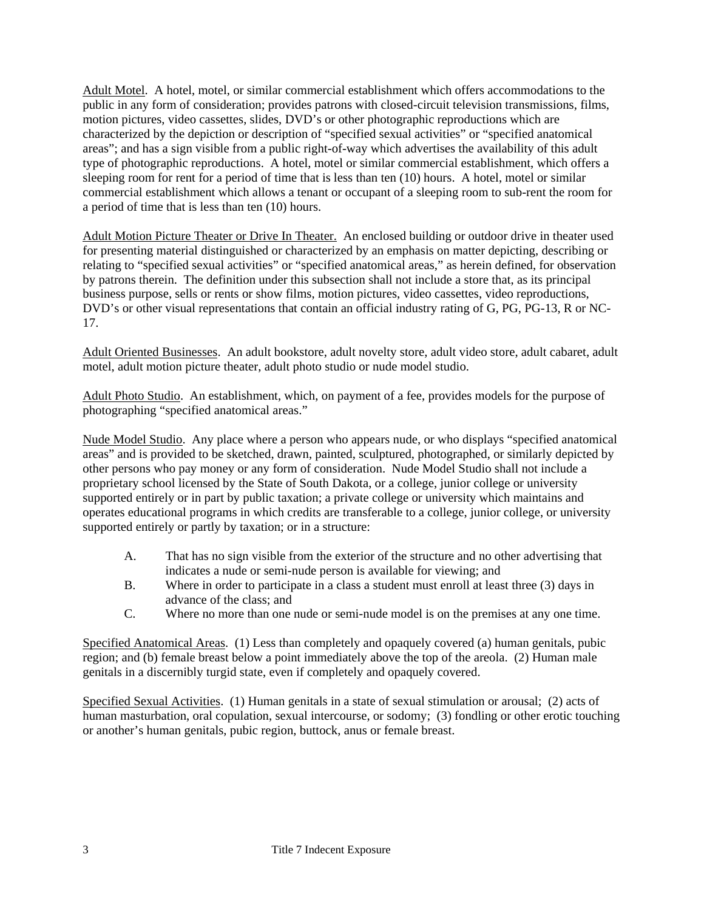Adult Motel. A hotel, motel, or similar commercial establishment which offers accommodations to the public in any form of consideration; provides patrons with closed-circuit television transmissions, films, motion pictures, video cassettes, slides, DVD's or other photographic reproductions which are characterized by the depiction or description of "specified sexual activities" or "specified anatomical areas"; and has a sign visible from a public right-of-way which advertises the availability of this adult type of photographic reproductions. A hotel, motel or similar commercial establishment, which offers a sleeping room for rent for a period of time that is less than ten (10) hours. A hotel, motel or similar commercial establishment which allows a tenant or occupant of a sleeping room to sub-rent the room for a period of time that is less than ten (10) hours.

Adult Motion Picture Theater or Drive In Theater. An enclosed building or outdoor drive in theater used for presenting material distinguished or characterized by an emphasis on matter depicting, describing or relating to "specified sexual activities" or "specified anatomical areas," as herein defined, for observation by patrons therein. The definition under this subsection shall not include a store that, as its principal business purpose, sells or rents or show films, motion pictures, video cassettes, video reproductions, DVD's or other visual representations that contain an official industry rating of G, PG, PG-13, R or NC-17.

Adult Oriented Businesses. An adult bookstore, adult novelty store, adult video store, adult cabaret, adult motel, adult motion picture theater, adult photo studio or nude model studio.

Adult Photo Studio. An establishment, which, on payment of a fee, provides models for the purpose of photographing "specified anatomical areas."

Nude Model Studio. Any place where a person who appears nude, or who displays "specified anatomical areas" and is provided to be sketched, drawn, painted, sculptured, photographed, or similarly depicted by other persons who pay money or any form of consideration. Nude Model Studio shall not include a proprietary school licensed by the State of South Dakota, or a college, junior college or university supported entirely or in part by public taxation; a private college or university which maintains and operates educational programs in which credits are transferable to a college, junior college, or university supported entirely or partly by taxation; or in a structure:

A. That has no sign visible from the exterior of the structure and no other advertising that indicates a nude or semi-nude person is available for viewing; and
B. Where in order to participate in a class a student must enroll at least three (3) days in advance of the class; and
C. Where no more than one nude or semi-nude model is on the premises at any one time.

Specified Anatomical Areas. (1) Less than completely and opaquely covered (a) human genitals, pubic region; and (b) female breast below a point immediately above the top of the areola. (2) Human male genitals in a discernibly turgid state, even if completely and opaquely covered.

Specified Sexual Activities. (1) Human genitals in a state of sexual stimulation or arousal; (2) acts of human masturbation, oral copulation, sexual intercourse, or sodomy; (3) fondling or other erotic touching or another's human genitals, pubic region, buttock, anus or female breast.